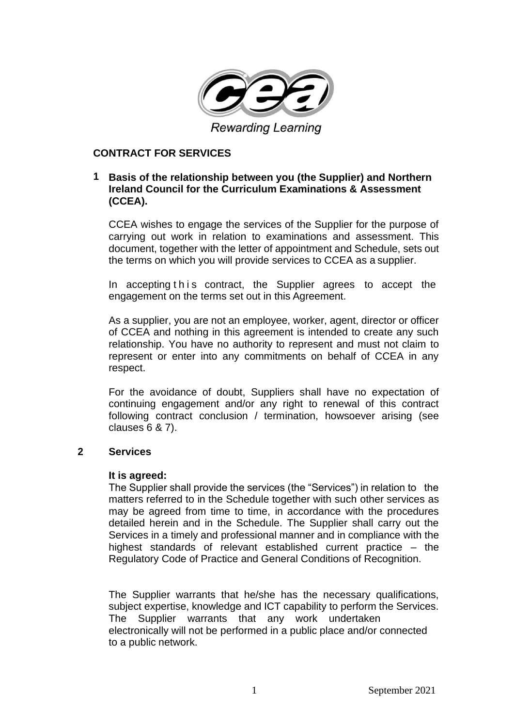Rewarding Learning

## CONTRACT FOR SERVICES

### 1 Basis of the relationship between you (the Supplier) and Northern Ireland Council for the Curriculum Examinations & Assessment (CCEA).

CCEA wishes to engage the services of the Supplier for the purpose of carrying out work in relation to examinations and assessment. This document, together with the letter of appointment and Schedule, sets out the terms on which you will provide services to CCEA as a supplier.

In accepting this contract, the Supplier agrees to accept the engagement on the terms set out in this Agreement.

As a supplier, you are not an employee, worker, agent, director or officer of CCEA and nothing in this agreement is intended to create any such relationship. You have no authority to represent and must not claim to represent or enter into any commitments on behalf of CCEA in any respect.

For the avoidance of doubt, Suppliers shall have no expectation of continuing engagement and/or any right to renewal of this contract following contract conclusion / termination, howsoever arising (see clauses 6 & 7).

### 2 Services

**It is agreed:**

The Supplier shall provide the services (the "Services") in relation to the matters referred to in the Schedule together with such other services as may be agreed from time to time, in accordance with the procedures detailed herein and in the Schedule. The Supplier shall carry out the Services in a timely and professional manner and in compliance with the highest standards of relevant established current practice – the Regulatory Code of Practice and General Conditions of Recognition.

The Supplier warrants that he/she has the necessary qualifications, subject expertise, knowledge and ICT capability to perform the Services. The Supplier warrants that any work undertaken electronically will not be performed in a public place and/or connected to a public network.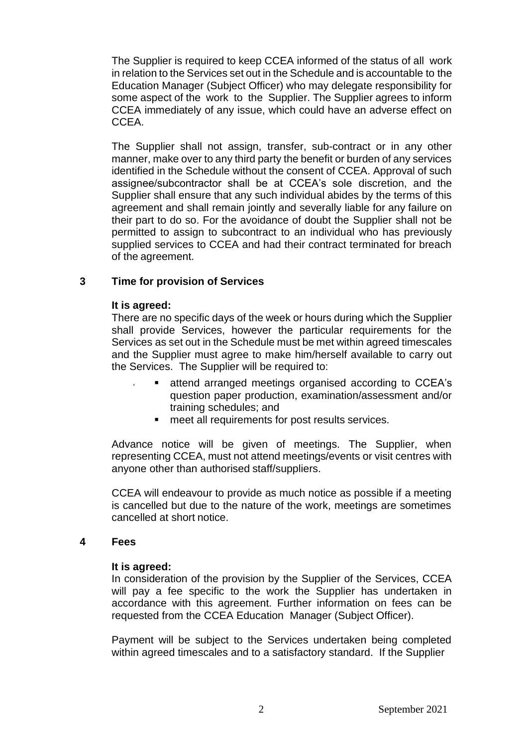The Supplier is required to keep CCEA informed of the status of all work in relation to the Services set out in the Schedule and is accountable to the Education Manager (Subject Officer) who may delegate responsibility for some aspect of the work to the Supplier. The Supplier agrees to inform CCEA immediately of any issue, which could have an adverse effect on CCEA.

The Supplier shall not assign, transfer, sub-contract or in any other manner, make over to any third party the benefit or burden of any services identified in the Schedule without the consent of CCEA. Approval of such assignee/subcontractor shall be at CCEA's sole discretion, and the Supplier shall ensure that any such individual abides by the terms of this agreement and shall remain jointly and severally liable for any failure on their part to do so. For the avoidance of doubt the Supplier shall not be permitted to assign to subcontract to an individual who has previously supplied services to CCEA and had their contract terminated for breach of the agreement.

## 3 Time for provision of Services

**It is agreed:**

There are no specific days of the week or hours during which the Supplier shall provide Services, however the particular requirements for the Services as set out in the Schedule must be met within agreed timescales and the Supplier must agree to make him/herself available to carry out the Services. The Supplier will be required to:

- attend arranged meetings organised according to CCEA's question paper production, examination/assessment and/or training schedules; and
- meet all requirements for post results services.

Advance notice will be given of meetings. The Supplier, when representing CCEA, must not attend meetings/events or visit centres with anyone other than authorised staff/suppliers.

CCEA will endeavour to provide as much notice as possible if a meeting is cancelled but due to the nature of the work, meetings are sometimes cancelled at short notice.

## 4 Fees

**It is agreed:**

In consideration of the provision by the Supplier of the Services, CCEA will pay a fee specific to the work the Supplier has undertaken in accordance with this agreement. Further information on fees can be requested from the CCEA Education Manager (Subject Officer).

Payment will be subject to the Services undertaken being completed within agreed timescales and to a satisfactory standard. If the Supplier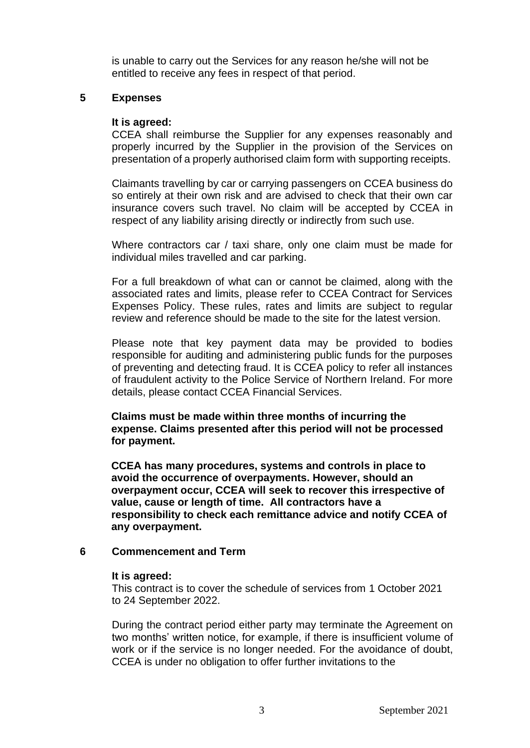is unable to carry out the Services for any reason he/she will not be entitled to receive any fees in respect of that period.

## 5 Expenses

**It is agreed:**

CCEA shall reimburse the Supplier for any expenses reasonably and properly incurred by the Supplier in the provision of the Services on presentation of a properly authorised claim form with supporting receipts.

Claimants travelling by car or carrying passengers on CCEA business do so entirely at their own risk and are advised to check that their own car insurance covers such travel. No claim will be accepted by CCEA in respect of any liability arising directly or indirectly from such use.

Where contractors car / taxi share, only one claim must be made for individual miles travelled and car parking.

For a full breakdown of what can or cannot be claimed, along with the associated rates and limits, please refer to CCEA Contract for Services Expenses Policy. These rules, rates and limits are subject to regular review and reference should be made to the site for the latest version.

Please note that key payment data may be provided to bodies responsible for auditing and administering public funds for the purposes of preventing and detecting fraud. It is CCEA policy to refer all instances of fraudulent activity to the Police Service of Northern Ireland. For more details, please contact CCEA Financial Services.

**Claims must be made within three months of incurring the expense. Claims presented after this period will not be processed for payment.**

**CCEA has many procedures, systems and controls in place to avoid the occurrence of overpayments. However, should an overpayment occur, CCEA will seek to recover this irrespective of value, cause or length of time. All contractors have a responsibility to check each remittance advice and notify CCEA of any overpayment.**

## 6 Commencement and Term

**It is agreed:**

This contract is to cover the schedule of services from 1 October 2021 to 24 September 2022.

During the contract period either party may terminate the Agreement on two months' written notice, for example, if there is insufficient volume of work or if the service is no longer needed. For the avoidance of doubt, CCEA is under no obligation to offer further invitations to the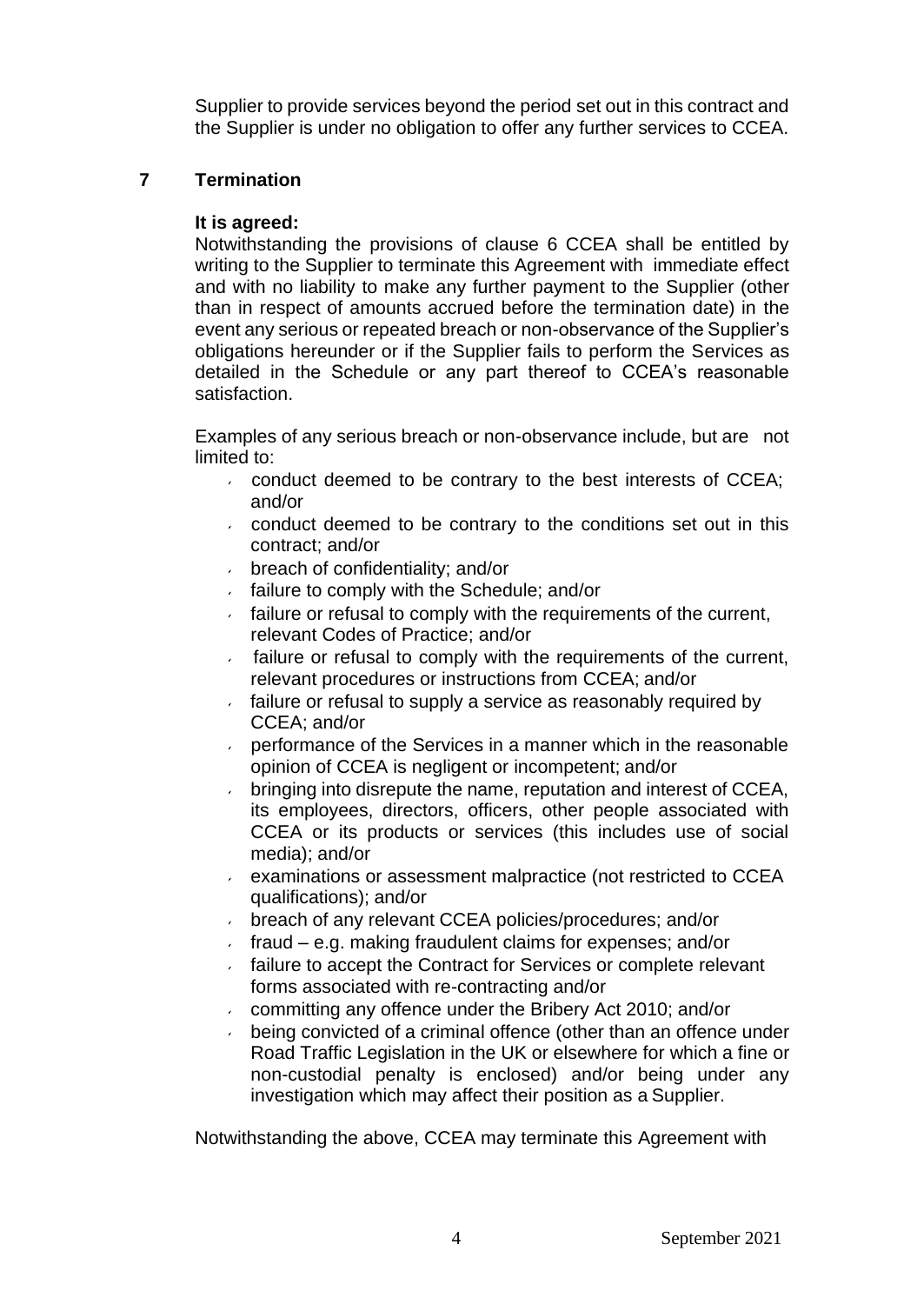Supplier to provide services beyond the period set out in this contract and the Supplier is under no obligation to offer any further services to CCEA.

## 7 Termination

**It is agreed:**

Notwithstanding the provisions of clause 6 CCEA shall be entitled by writing to the Supplier to terminate this Agreement with immediate effect and with no liability to make any further payment to the Supplier (other than in respect of amounts accrued before the termination date) in the event any serious or repeated breach or non-observance of the Supplier's obligations hereunder or if the Supplier fails to perform the Services as detailed in the Schedule or any part thereof to CCEA's reasonable satisfaction.

Examples of any serious breach or non-observance include, but are not limited to:

- conduct deemed to be contrary to the best interests of CCEA; and/or
- conduct deemed to be contrary to the conditions set out in this contract; and/or
- breach of confidentiality; and/or
- failure to comply with the Schedule; and/or
- failure or refusal to comply with the requirements of the current, relevant Codes of Practice; and/or
- failure or refusal to comply with the requirements of the current, relevant procedures or instructions from CCEA; and/or
- failure or refusal to supply a service as reasonably required by CCEA; and/or
- performance of the Services in a manner which in the reasonable opinion of CCEA is negligent or incompetent; and/or
- bringing into disrepute the name, reputation and interest of CCEA, its employees, directors, officers, other people associated with CCEA or its products or services (this includes use of social media); and/or
- examinations or assessment malpractice (not restricted to CCEA qualifications); and/or
- breach of any relevant CCEA policies/procedures; and/or
- fraud – e.g. making fraudulent claims for expenses; and/or
- failure to accept the Contract for Services or complete relevant forms associated with re-contracting and/or
- committing any offence under the Bribery Act 2010; and/or
- being convicted of a criminal offence (other than an offence under Road Traffic Legislation in the UK or elsewhere for which a fine or non-custodial penalty is enclosed) and/or being under any investigation which may affect their position as a Supplier.

Notwithstanding the above, CCEA may terminate this Agreement with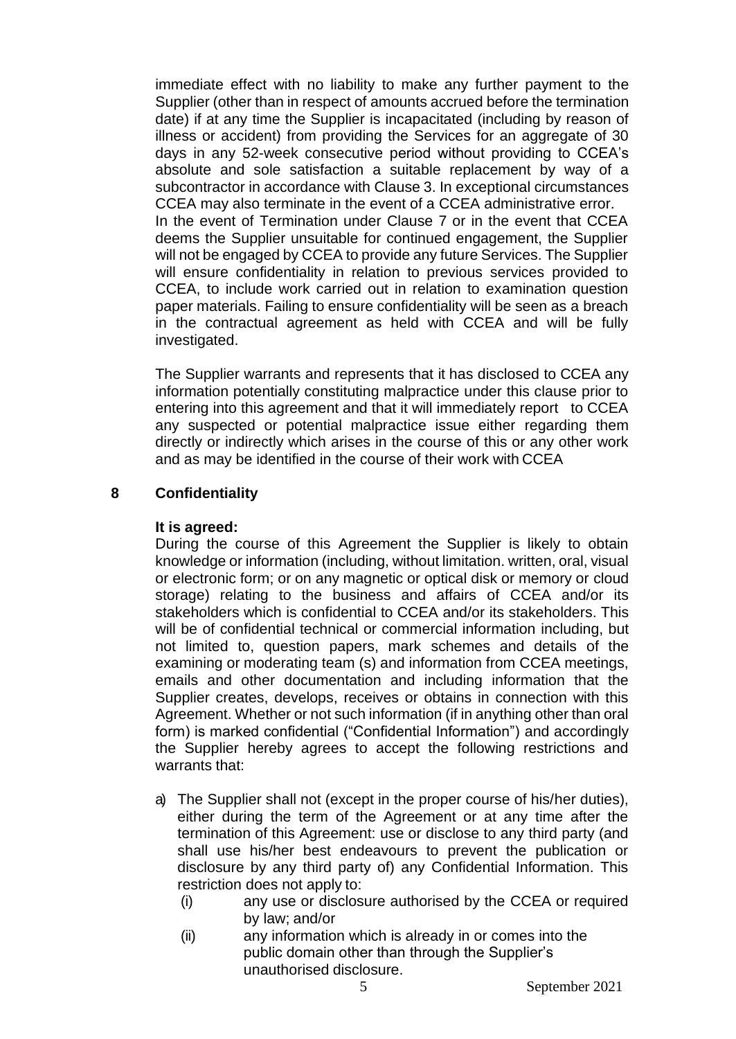immediate effect with no liability to make any further payment to the Supplier (other than in respect of amounts accrued before the termination date) if at any time the Supplier is incapacitated (including by reason of illness or accident) from providing the Services for an aggregate of 30 days in any 52-week consecutive period without providing to CCEA's absolute and sole satisfaction a suitable replacement by way of a subcontractor in accordance with Clause 3. In exceptional circumstances CCEA may also terminate in the event of a CCEA administrative error.
In the event of Termination under Clause 7 or in the event that CCEA deems the Supplier unsuitable for continued engagement, the Supplier will not be engaged by CCEA to provide any future Services. The Supplier will ensure confidentiality in relation to previous services provided to CCEA, to include work carried out in relation to examination question paper materials. Failing to ensure confidentiality will be seen as a breach in the contractual agreement as held with CCEA and will be fully investigated.

The Supplier warrants and represents that it has disclosed to CCEA any information potentially constituting malpractice under this clause prior to entering into this agreement and that it will immediately report to CCEA any suspected or potential malpractice issue either regarding them directly or indirectly which arises in the course of this or any other work and as may be identified in the course of their work with CCEA

## 8 Confidentiality

**It is agreed:**

During the course of this Agreement the Supplier is likely to obtain knowledge or information (including, without limitation. written, oral, visual or electronic form; or on any magnetic or optical disk or memory or cloud storage) relating to the business and affairs of CCEA and/or its stakeholders which is confidential to CCEA and/or its stakeholders. This will be of confidential technical or commercial information including, but not limited to, question papers, mark schemes and details of the examining or moderating team (s) and information from CCEA meetings, emails and other documentation and including information that the Supplier creates, develops, receives or obtains in connection with this Agreement. Whether or not such information (if in anything other than oral form) is marked confidential ("Confidential Information") and accordingly the Supplier hereby agrees to accept the following restrictions and warrants that:

a) The Supplier shall not (except in the proper course of his/her duties), either during the term of the Agreement or at any time after the termination of this Agreement: use or disclose to any third party (and shall use his/her best endeavours to prevent the publication or disclosure by any third party of) any Confidential Information. This restriction does not apply to:
   (i) any use or disclosure authorised by the CCEA or required by law; and/or
   (ii) any information which is already in or comes into the public domain other than through the Supplier's unauthorised disclosure.

September 2021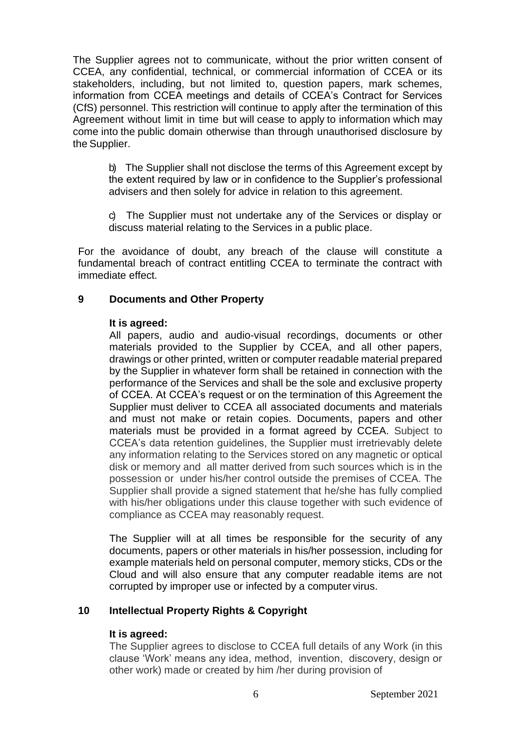The Supplier agrees not to communicate, without the prior written consent of CCEA, any confidential, technical, or commercial information of CCEA or its stakeholders, including, but not limited to, question papers, mark schemes, information from CCEA meetings and details of CCEA's Contract for Services (CfS) personnel. This restriction will continue to apply after the termination of this Agreement without limit in time but will cease to apply to information which may come into the public domain otherwise than through unauthorised disclosure by the Supplier.

b) The Supplier shall not disclose the terms of this Agreement except by the extent required by law or in confidence to the Supplier's professional advisers and then solely for advice in relation to this agreement.

c) The Supplier must not undertake any of the Services or display or discuss material relating to the Services in a public place.

For the avoidance of doubt, any breach of the clause will constitute a fundamental breach of contract entitling CCEA to terminate the contract with immediate effect.

## 9 Documents and Other Property

**It is agreed:**

All papers, audio and audio-visual recordings, documents or other materials provided to the Supplier by CCEA, and all other papers, drawings or other printed, written or computer readable material prepared by the Supplier in whatever form shall be retained in connection with the performance of the Services and shall be the sole and exclusive property of CCEA. At CCEA's request or on the termination of this Agreement the Supplier must deliver to CCEA all associated documents and materials and must not make or retain copies. Documents, papers and other materials must be provided in a format agreed by CCEA. Subject to CCEA's data retention guidelines, the Supplier must irretrievably delete any information relating to the Services stored on any magnetic or optical disk or memory and all matter derived from such sources which is in the possession or under his/her control outside the premises of CCEA. The Supplier shall provide a signed statement that he/she has fully complied with his/her obligations under this clause together with such evidence of compliance as CCEA may reasonably request.

The Supplier will at all times be responsible for the security of any documents, papers or other materials in his/her possession, including for example materials held on personal computer, memory sticks, CDs or the Cloud and will also ensure that any computer readable items are not corrupted by improper use or infected by a computer virus.

## 10 Intellectual Property Rights & Copyright

**It is agreed:**

The Supplier agrees to disclose to CCEA full details of any Work (in this clause 'Work' means any idea, method, invention, discovery, design or other work) made or created by him /her during provision of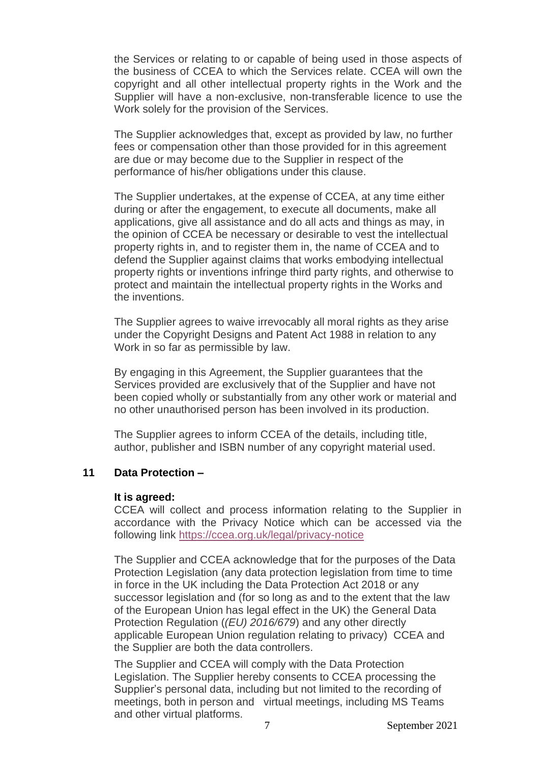the Services or relating to or capable of being used in those aspects of the business of CCEA to which the Services relate. CCEA will own the copyright and all other intellectual property rights in the Work and the Supplier will have a non-exclusive, non-transferable licence to use the Work solely for the provision of the Services.

The Supplier acknowledges that, except as provided by law, no further fees or compensation other than those provided for in this agreement are due or may become due to the Supplier in respect of the performance of his/her obligations under this clause.

The Supplier undertakes, at the expense of CCEA, at any time either during or after the engagement, to execute all documents, make all applications, give all assistance and do all acts and things as may, in the opinion of CCEA be necessary or desirable to vest the intellectual property rights in, and to register them in, the name of CCEA and to defend the Supplier against claims that works embodying intellectual property rights or inventions infringe third party rights, and otherwise to protect and maintain the intellectual property rights in the Works and the inventions.

The Supplier agrees to waive irrevocably all moral rights as they arise under the Copyright Designs and Patent Act 1988 in relation to any Work in so far as permissible by law.

By engaging in this Agreement, the Supplier guarantees that the Services provided are exclusively that of the Supplier and have not been copied wholly or substantially from any other work or material and no other unauthorised person has been involved in its production.

The Supplier agrees to inform CCEA of the details, including title, author, publisher and ISBN number of any copyright material used.

## 11 Data Protection –

**It is agreed:**

CCEA will collect and process information relating to the Supplier in accordance with the Privacy Notice which can be accessed via the following link https://ccea.org.uk/legal/privacy-notice

The Supplier and CCEA acknowledge that for the purposes of the Data Protection Legislation (any data protection legislation from time to time in force in the UK including the Data Protection Act 2018 or any successor legislation and (for so long as and to the extent that the law of the European Union has legal effect in the UK) the General Data Protection Regulation (*(EU) 2016/679*) and any other directly applicable European Union regulation relating to privacy) CCEA and the Supplier are both the data controllers.

The Supplier and CCEA will comply with the Data Protection Legislation. The Supplier hereby consents to CCEA processing the Supplier's personal data, including but not limited to the recording of meetings, both in person and virtual meetings, including MS Teams and other virtual platforms.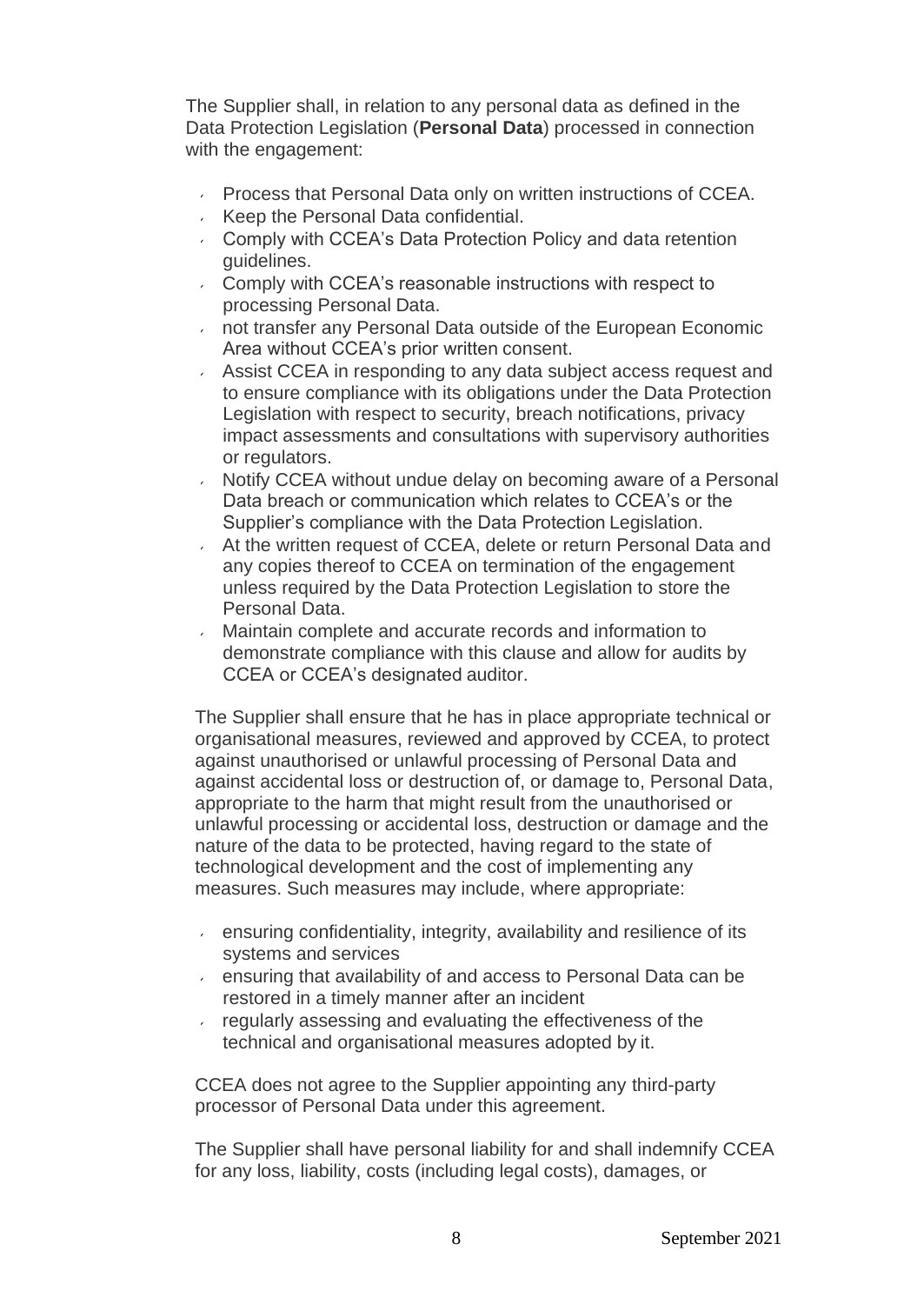The Supplier shall, in relation to any personal data as defined in the Data Protection Legislation (**Personal Data**) processed in connection with the engagement:

- Process that Personal Data only on written instructions of CCEA.
- Keep the Personal Data confidential.
- Comply with CCEA's Data Protection Policy and data retention guidelines.
- Comply with CCEA's reasonable instructions with respect to processing Personal Data.
- not transfer any Personal Data outside of the European Economic Area without CCEA's prior written consent.
- Assist CCEA in responding to any data subject access request and to ensure compliance with its obligations under the Data Protection Legislation with respect to security, breach notifications, privacy impact assessments and consultations with supervisory authorities or regulators.
- Notify CCEA without undue delay on becoming aware of a Personal Data breach or communication which relates to CCEA's or the Supplier's compliance with the Data Protection Legislation.
- At the written request of CCEA, delete or return Personal Data and any copies thereof to CCEA on termination of the engagement unless required by the Data Protection Legislation to store the Personal Data.
- Maintain complete and accurate records and information to demonstrate compliance with this clause and allow for audits by CCEA or CCEA's designated auditor.

The Supplier shall ensure that he has in place appropriate technical or organisational measures, reviewed and approved by CCEA, to protect against unauthorised or unlawful processing of Personal Data and against accidental loss or destruction of, or damage to, Personal Data, appropriate to the harm that might result from the unauthorised or unlawful processing or accidental loss, destruction or damage and the nature of the data to be protected, having regard to the state of technological development and the cost of implementing any measures. Such measures may include, where appropriate:

- ensuring confidentiality, integrity, availability and resilience of its systems and services
- ensuring that availability of and access to Personal Data can be restored in a timely manner after an incident
- regularly assessing and evaluating the effectiveness of the technical and organisational measures adopted by it.

CCEA does not agree to the Supplier appointing any third-party processor of Personal Data under this agreement.

The Supplier shall have personal liability for and shall indemnify CCEA for any loss, liability, costs (including legal costs), damages, or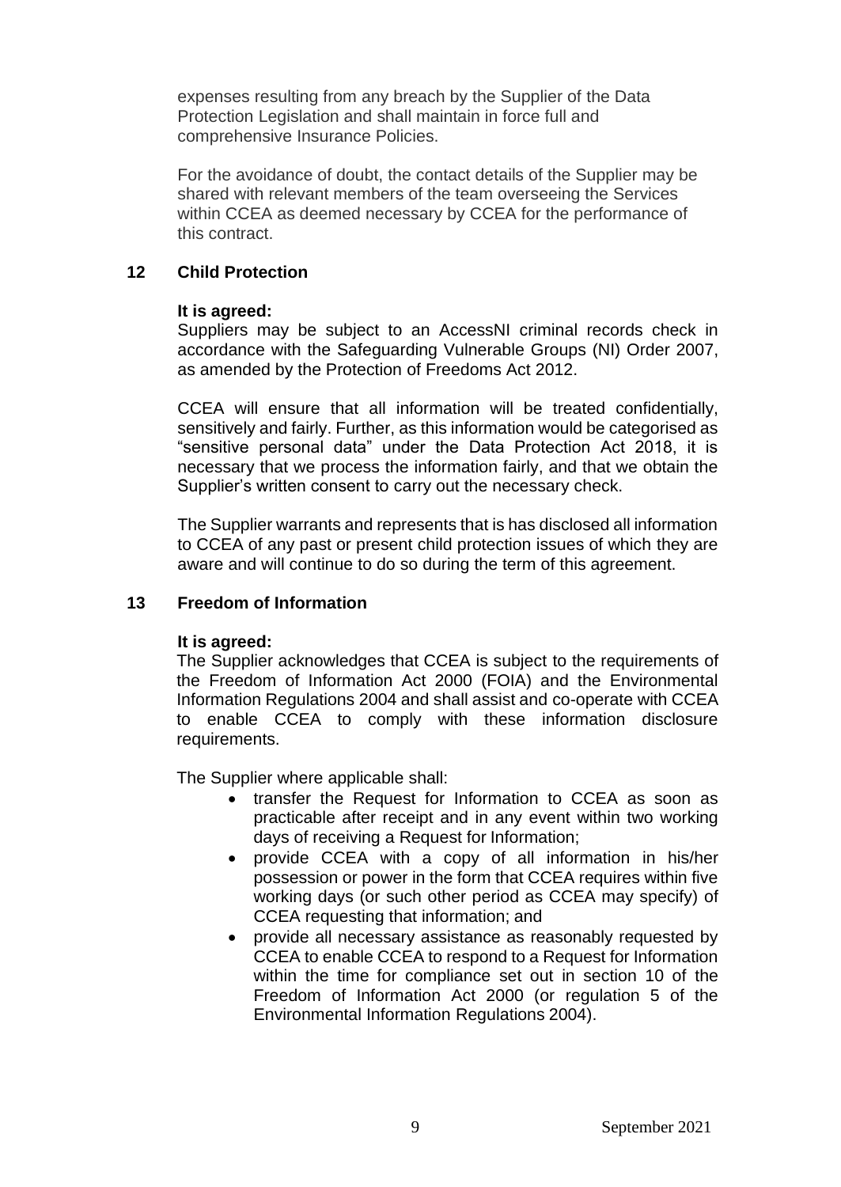expenses resulting from any breach by the Supplier of the Data Protection Legislation and shall maintain in force full and comprehensive Insurance Policies.

For the avoidance of doubt, the contact details of the Supplier may be shared with relevant members of the team overseeing the Services within CCEA as deemed necessary by CCEA for the performance of this contract.

## 12 Child Protection

**It is agreed:**

Suppliers may be subject to an AccessNI criminal records check in accordance with the Safeguarding Vulnerable Groups (NI) Order 2007, as amended by the Protection of Freedoms Act 2012.

CCEA will ensure that all information will be treated confidentially, sensitively and fairly. Further, as this information would be categorised as "sensitive personal data" under the Data Protection Act 2018, it is necessary that we process the information fairly, and that we obtain the Supplier's written consent to carry out the necessary check.

The Supplier warrants and represents that is has disclosed all information to CCEA of any past or present child protection issues of which they are aware and will continue to do so during the term of this agreement.

## 13 Freedom of Information

**It is agreed:**

The Supplier acknowledges that CCEA is subject to the requirements of the Freedom of Information Act 2000 (FOIA) and the Environmental Information Regulations 2004 and shall assist and co-operate with CCEA to enable CCEA to comply with these information disclosure requirements.

The Supplier where applicable shall:

- transfer the Request for Information to CCEA as soon as practicable after receipt and in any event within two working days of receiving a Request for Information;
- provide CCEA with a copy of all information in his/her possession or power in the form that CCEA requires within five working days (or such other period as CCEA may specify) of CCEA requesting that information; and
- provide all necessary assistance as reasonably requested by CCEA to enable CCEA to respond to a Request for Information within the time for compliance set out in section 10 of the Freedom of Information Act 2000 (or regulation 5 of the Environmental Information Regulations 2004).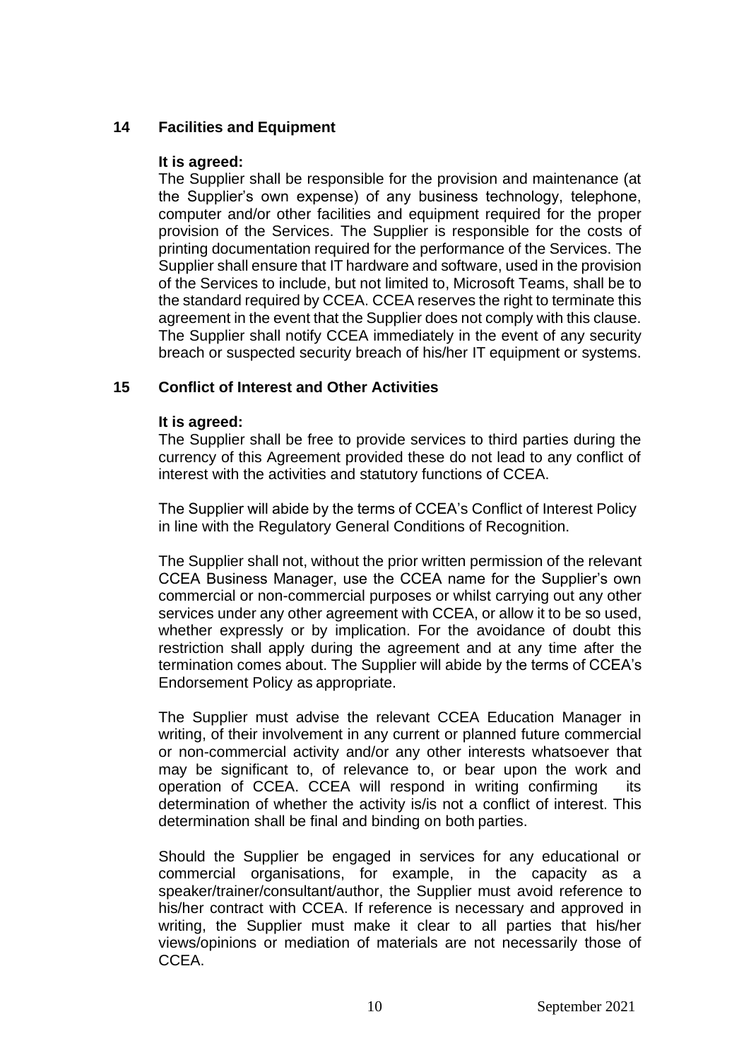## 14 Facilities and Equipment

**It is agreed:**

The Supplier shall be responsible for the provision and maintenance (at the Supplier's own expense) of any business technology, telephone, computer and/or other facilities and equipment required for the proper provision of the Services. The Supplier is responsible for the costs of printing documentation required for the performance of the Services. The Supplier shall ensure that IT hardware and software, used in the provision of the Services to include, but not limited to, Microsoft Teams, shall be to the standard required by CCEA. CCEA reserves the right to terminate this agreement in the event that the Supplier does not comply with this clause. The Supplier shall notify CCEA immediately in the event of any security breach or suspected security breach of his/her IT equipment or systems.

## 15 Conflict of Interest and Other Activities

**It is agreed:**

The Supplier shall be free to provide services to third parties during the currency of this Agreement provided these do not lead to any conflict of interest with the activities and statutory functions of CCEA.

The Supplier will abide by the terms of CCEA's Conflict of Interest Policy in line with the Regulatory General Conditions of Recognition.

The Supplier shall not, without the prior written permission of the relevant CCEA Business Manager, use the CCEA name for the Supplier's own commercial or non-commercial purposes or whilst carrying out any other services under any other agreement with CCEA, or allow it to be so used, whether expressly or by implication. For the avoidance of doubt this restriction shall apply during the agreement and at any time after the termination comes about. The Supplier will abide by the terms of CCEA's Endorsement Policy as appropriate.

The Supplier must advise the relevant CCEA Education Manager in writing, of their involvement in any current or planned future commercial or non-commercial activity and/or any other interests whatsoever that may be significant to, of relevance to, or bear upon the work and operation of CCEA. CCEA will respond in writing confirming its determination of whether the activity is/is not a conflict of interest. This determination shall be final and binding on both parties.

Should the Supplier be engaged in services for any educational or commercial organisations, for example, in the capacity as a speaker/trainer/consultant/author, the Supplier must avoid reference to his/her contract with CCEA. If reference is necessary and approved in writing, the Supplier must make it clear to all parties that his/her views/opinions or mediation of materials are not necessarily those of CCEA.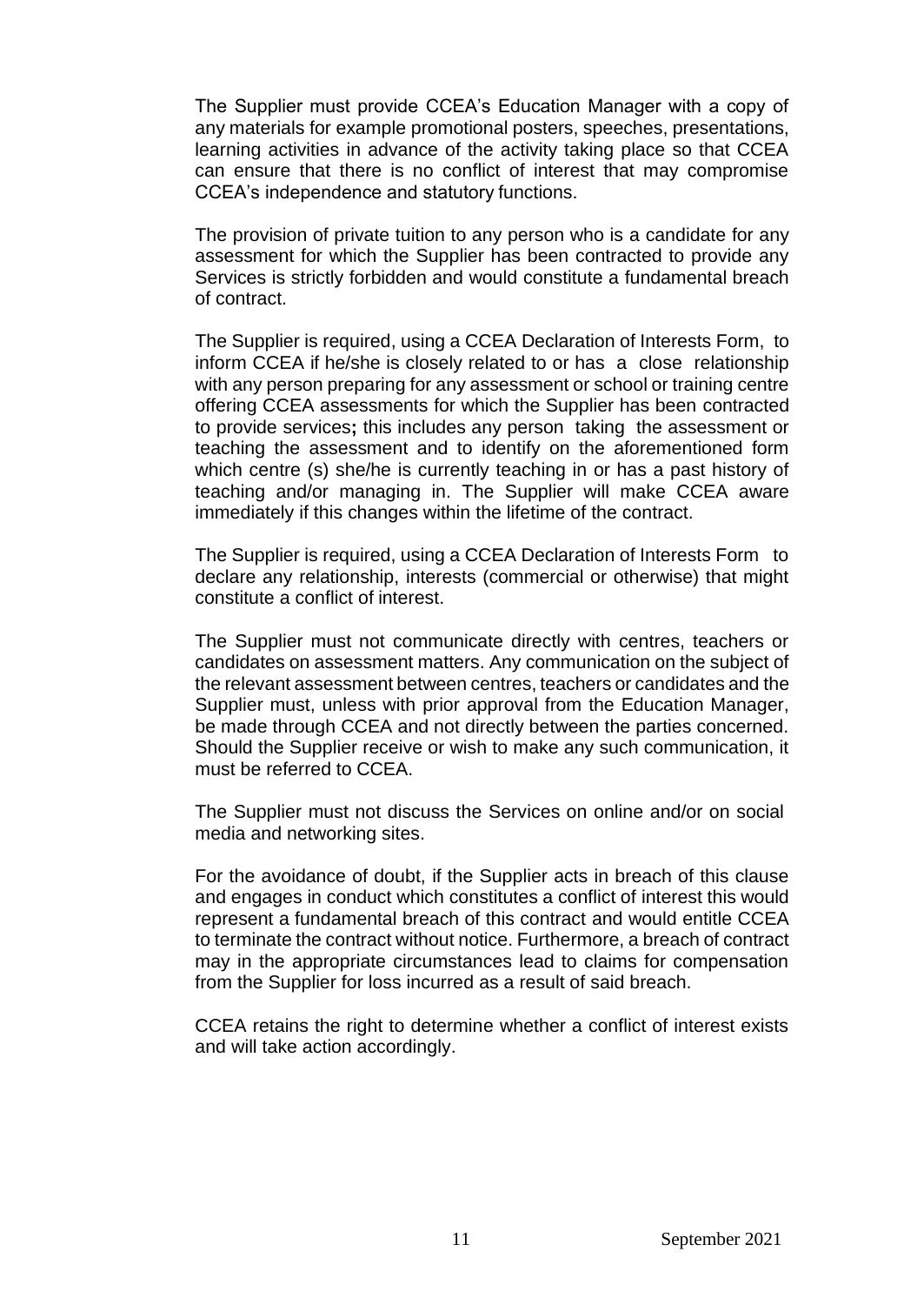The Supplier must provide CCEA's Education Manager with a copy of any materials for example promotional posters, speeches, presentations, learning activities in advance of the activity taking place so that CCEA can ensure that there is no conflict of interest that may compromise CCEA's independence and statutory functions.

The provision of private tuition to any person who is a candidate for any assessment for which the Supplier has been contracted to provide any Services is strictly forbidden and would constitute a fundamental breach of contract.

The Supplier is required, using a CCEA Declaration of Interests Form, to inform CCEA if he/she is closely related to or has a close relationship with any person preparing for any assessment or school or training centre offering CCEA assessments for which the Supplier has been contracted to provide services**;** this includes any person taking the assessment or teaching the assessment and to identify on the aforementioned form which centre (s) she/he is currently teaching in or has a past history of teaching and/or managing in. The Supplier will make CCEA aware immediately if this changes within the lifetime of the contract.

The Supplier is required, using a CCEA Declaration of Interests Form to declare any relationship, interests (commercial or otherwise) that might constitute a conflict of interest.

The Supplier must not communicate directly with centres, teachers or candidates on assessment matters. Any communication on the subject of the relevant assessment between centres, teachers or candidates and the Supplier must, unless with prior approval from the Education Manager, be made through CCEA and not directly between the parties concerned. Should the Supplier receive or wish to make any such communication, it must be referred to CCEA.

The Supplier must not discuss the Services on online and/or on social media and networking sites.

For the avoidance of doubt, if the Supplier acts in breach of this clause and engages in conduct which constitutes a conflict of interest this would represent a fundamental breach of this contract and would entitle CCEA to terminate the contract without notice. Furthermore, a breach of contract may in the appropriate circumstances lead to claims for compensation from the Supplier for loss incurred as a result of said breach.

CCEA retains the right to determine whether a conflict of interest exists and will take action accordingly.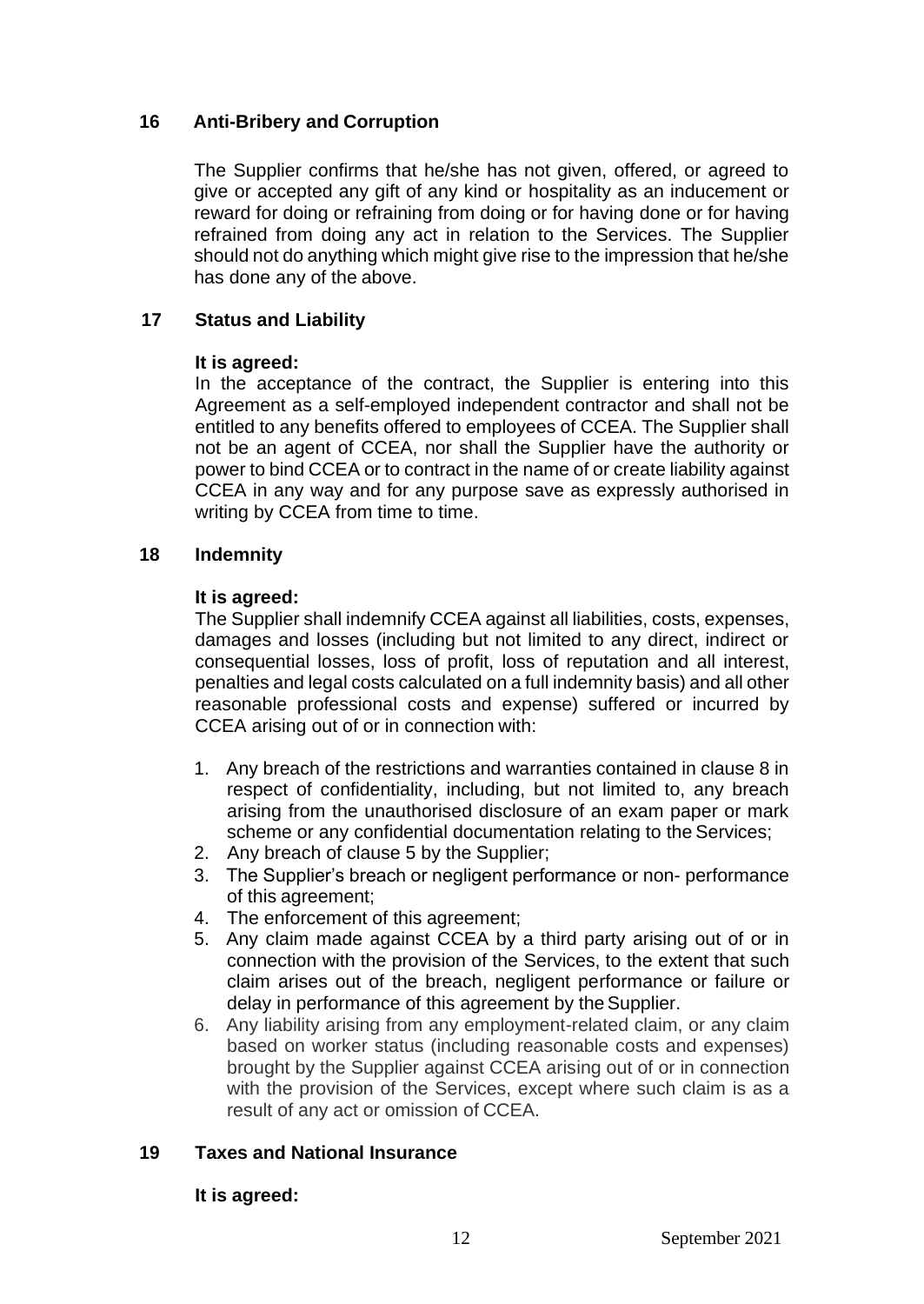## 16 Anti-Bribery and Corruption

The Supplier confirms that he/she has not given, offered, or agreed to give or accepted any gift of any kind or hospitality as an inducement or reward for doing or refraining from doing or for having done or for having refrained from doing any act in relation to the Services. The Supplier should not do anything which might give rise to the impression that he/she has done any of the above.

## 17 Status and Liability

**It is agreed:**

In the acceptance of the contract, the Supplier is entering into this Agreement as a self-employed independent contractor and shall not be entitled to any benefits offered to employees of CCEA. The Supplier shall not be an agent of CCEA, nor shall the Supplier have the authority or power to bind CCEA or to contract in the name of or create liability against CCEA in any way and for any purpose save as expressly authorised in writing by CCEA from time to time.

## 18 Indemnity

**It is agreed:**

The Supplier shall indemnify CCEA against all liabilities, costs, expenses, damages and losses (including but not limited to any direct, indirect or consequential losses, loss of profit, loss of reputation and all interest, penalties and legal costs calculated on a full indemnity basis) and all other reasonable professional costs and expense) suffered or incurred by CCEA arising out of or in connection with:

1. Any breach of the restrictions and warranties contained in clause 8 in respect of confidentiality, including, but not limited to, any breach arising from the unauthorised disclosure of an exam paper or mark scheme or any confidential documentation relating to the Services;
2. Any breach of clause 5 by the Supplier;
3. The Supplier's breach or negligent performance or non- performance of this agreement;
4. The enforcement of this agreement;
5. Any claim made against CCEA by a third party arising out of or in connection with the provision of the Services, to the extent that such claim arises out of the breach, negligent performance or failure or delay in performance of this agreement by the Supplier.
6. Any liability arising from any employment-related claim, or any claim based on worker status (including reasonable costs and expenses) brought by the Supplier against CCEA arising out of or in connection with the provision of the Services, except where such claim is as a result of any act or omission of CCEA.

## 19 Taxes and National Insurance

**It is agreed:**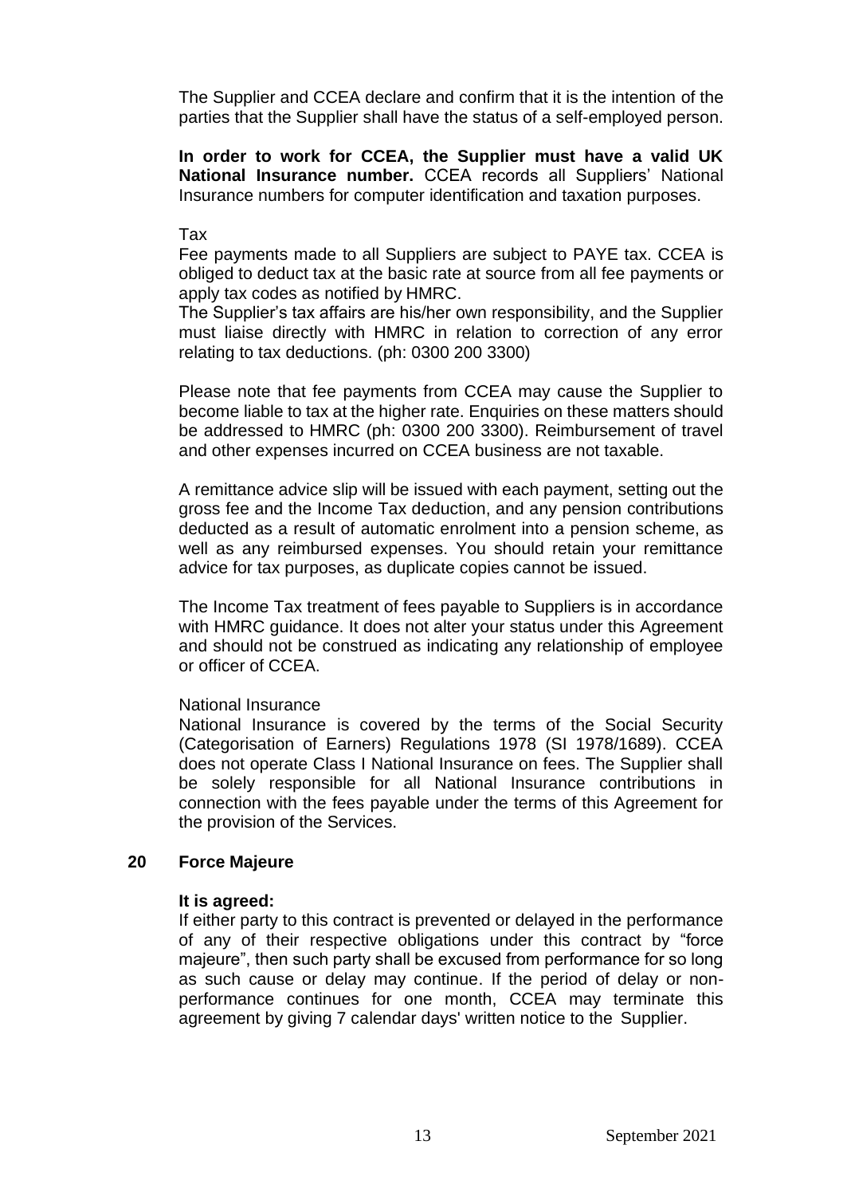The Supplier and CCEA declare and confirm that it is the intention of the parties that the Supplier shall have the status of a self-employed person.

**In order to work for CCEA, the Supplier must have a valid UK National Insurance number.** CCEA records all Suppliers' National Insurance numbers for computer identification and taxation purposes.

Tax

Fee payments made to all Suppliers are subject to PAYE tax. CCEA is obliged to deduct tax at the basic rate at source from all fee payments or apply tax codes as notified by HMRC.

The Supplier's tax affairs are his/her own responsibility, and the Supplier must liaise directly with HMRC in relation to correction of any error relating to tax deductions. (ph: 0300 200 3300)

Please note that fee payments from CCEA may cause the Supplier to become liable to tax at the higher rate. Enquiries on these matters should be addressed to HMRC (ph: 0300 200 3300). Reimbursement of travel and other expenses incurred on CCEA business are not taxable.

A remittance advice slip will be issued with each payment, setting out the gross fee and the Income Tax deduction, and any pension contributions deducted as a result of automatic enrolment into a pension scheme, as well as any reimbursed expenses. You should retain your remittance advice for tax purposes, as duplicate copies cannot be issued.

The Income Tax treatment of fees payable to Suppliers is in accordance with HMRC guidance. It does not alter your status under this Agreement and should not be construed as indicating any relationship of employee or officer of CCEA.

National Insurance

National Insurance is covered by the terms of the Social Security (Categorisation of Earners) Regulations 1978 (SI 1978/1689). CCEA does not operate Class I National Insurance on fees. The Supplier shall be solely responsible for all National Insurance contributions in connection with the fees payable under the terms of this Agreement for the provision of the Services.

## 20 Force Majeure

**It is agreed:**

If either party to this contract is prevented or delayed in the performance of any of their respective obligations under this contract by "force majeure", then such party shall be excused from performance for so long as such cause or delay may continue. If the period of delay or non-performance continues for one month, CCEA may terminate this agreement by giving 7 calendar days' written notice to the Supplier.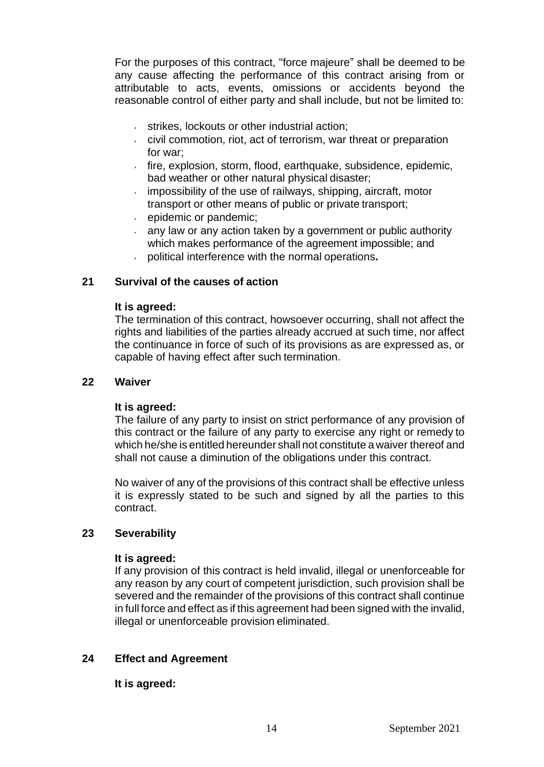For the purposes of this contract, "force majeure" shall be deemed to be any cause affecting the performance of this contract arising from or attributable to acts, events, omissions or accidents beyond the reasonable control of either party and shall include, but not be limited to:

- strikes, lockouts or other industrial action;
- civil commotion, riot, act of terrorism, war threat or preparation for war;
- fire, explosion, storm, flood, earthquake, subsidence, epidemic, bad weather or other natural physical disaster;
- impossibility of the use of railways, shipping, aircraft, motor transport or other means of public or private transport;
- epidemic or pandemic;
- any law or any action taken by a government or public authority which makes performance of the agreement impossible; and
- political interference with the normal operations**.**

## 21 Survival of the causes of action

**It is agreed:**

The termination of this contract, howsoever occurring, shall not affect the rights and liabilities of the parties already accrued at such time, nor affect the continuance in force of such of its provisions as are expressed as, or capable of having effect after such termination.

## 22 Waiver

**It is agreed:**

The failure of any party to insist on strict performance of any provision of this contract or the failure of any party to exercise any right or remedy to which he/she is entitled hereunder shall not constitute a waiver thereof and shall not cause a diminution of the obligations under this contract.

No waiver of any of the provisions of this contract shall be effective unless it is expressly stated to be such and signed by all the parties to this contract.

## 23 Severability

**It is agreed:**

If any provision of this contract is held invalid, illegal or unenforceable for any reason by any court of competent jurisdiction, such provision shall be severed and the remainder of the provisions of this contract shall continue in full force and effect as if this agreement had been signed with the invalid, illegal or unenforceable provision eliminated.

## 24 Effect and Agreement

**It is agreed:**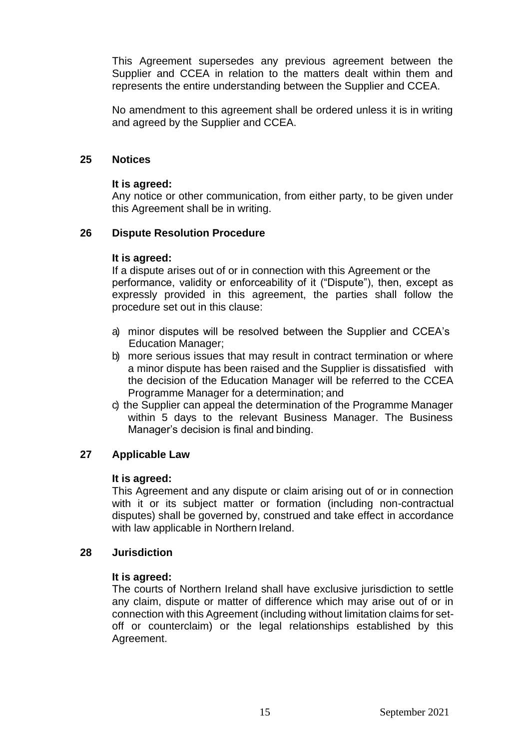This Agreement supersedes any previous agreement between the Supplier and CCEA in relation to the matters dealt within them and represents the entire understanding between the Supplier and CCEA.

No amendment to this agreement shall be ordered unless it is in writing and agreed by the Supplier and CCEA.

## 25 Notices

**It is agreed:**
Any notice or other communication, from either party, to be given under this Agreement shall be in writing.

## 26 Dispute Resolution Procedure

**It is agreed:**
If a dispute arises out of or in connection with this Agreement or the performance, validity or enforceability of it ("Dispute"), then, except as expressly provided in this agreement, the parties shall follow the procedure set out in this clause:

a) minor disputes will be resolved between the Supplier and CCEA's Education Manager;
b) more serious issues that may result in contract termination or where a minor dispute has been raised and the Supplier is dissatisfied with the decision of the Education Manager will be referred to the CCEA Programme Manager for a determination; and
c) the Supplier can appeal the determination of the Programme Manager within 5 days to the relevant Business Manager. The Business Manager's decision is final and binding.

## 27 Applicable Law

**It is agreed:**
This Agreement and any dispute or claim arising out of or in connection with it or its subject matter or formation (including non-contractual disputes) shall be governed by, construed and take effect in accordance with law applicable in Northern Ireland.

## 28 Jurisdiction

**It is agreed:**
The courts of Northern Ireland shall have exclusive jurisdiction to settle any claim, dispute or matter of difference which may arise out of or in connection with this Agreement (including without limitation claims for set-off or counterclaim) or the legal relationships established by this Agreement.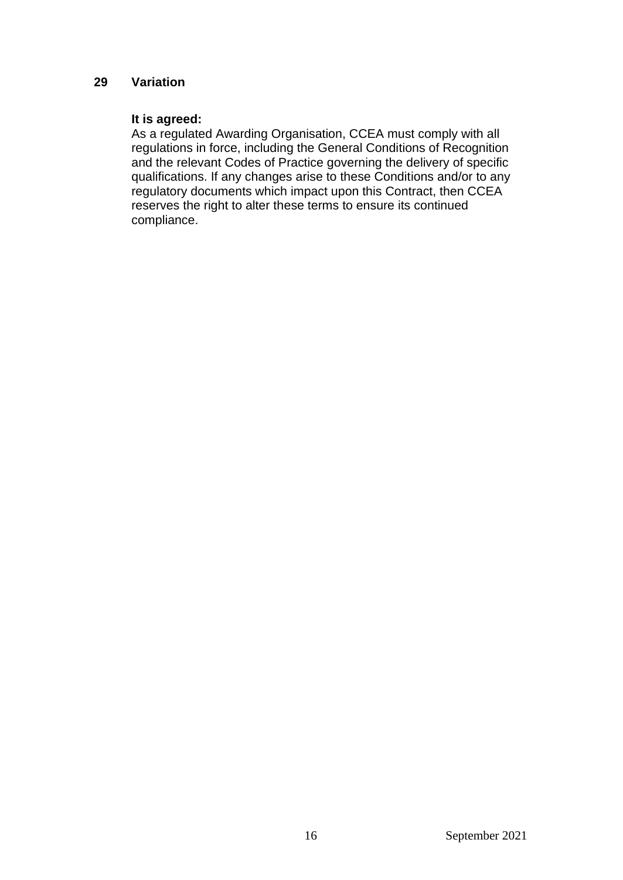## 29 Variation

**It is agreed:**

As a regulated Awarding Organisation, CCEA must comply with all regulations in force, including the General Conditions of Recognition and the relevant Codes of Practice governing the delivery of specific qualifications. If any changes arise to these Conditions and/or to any regulatory documents which impact upon this Contract, then CCEA reserves the right to alter these terms to ensure its continued compliance.